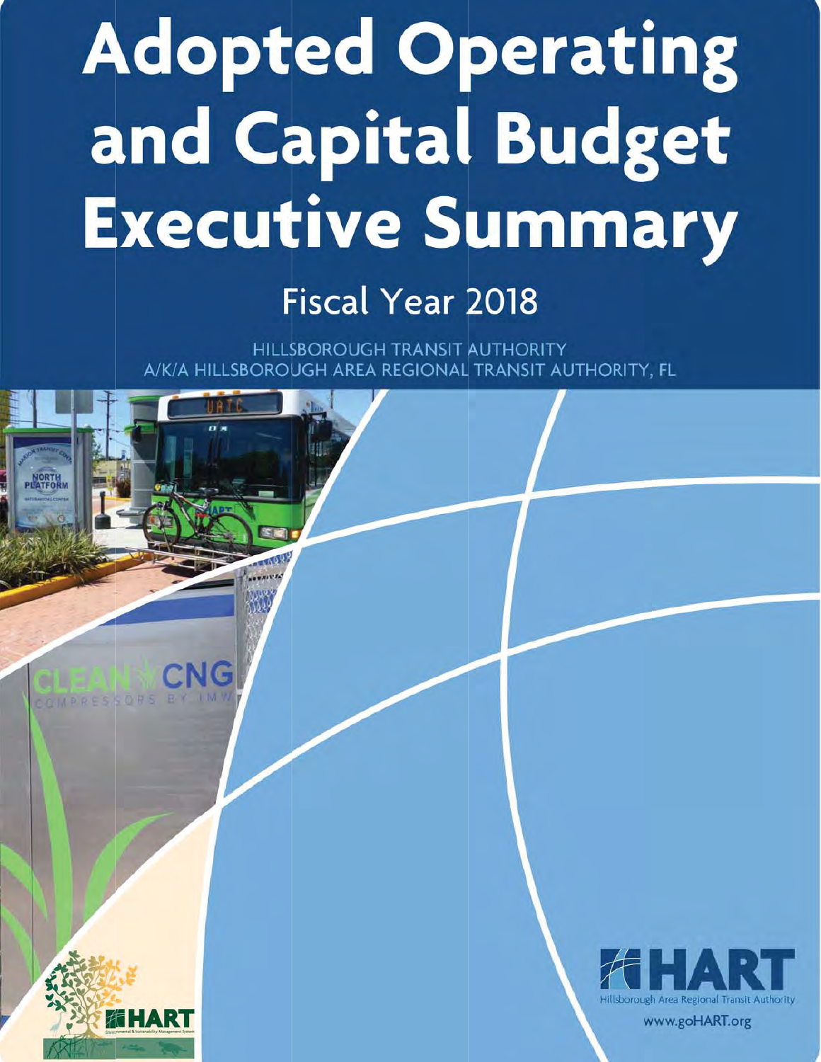# Adopted Operating and Capital Budget Executive Summary

## Fiscal Year 2018

HILLSBOROUGH TRANSIT AUTHORITY
A/K/A HILLSBOROUGH AREA REGIONAL TRANSIT AUTHORITY, FL

HART
Hillsborough Area Regional Transit Authority
www.goHART.org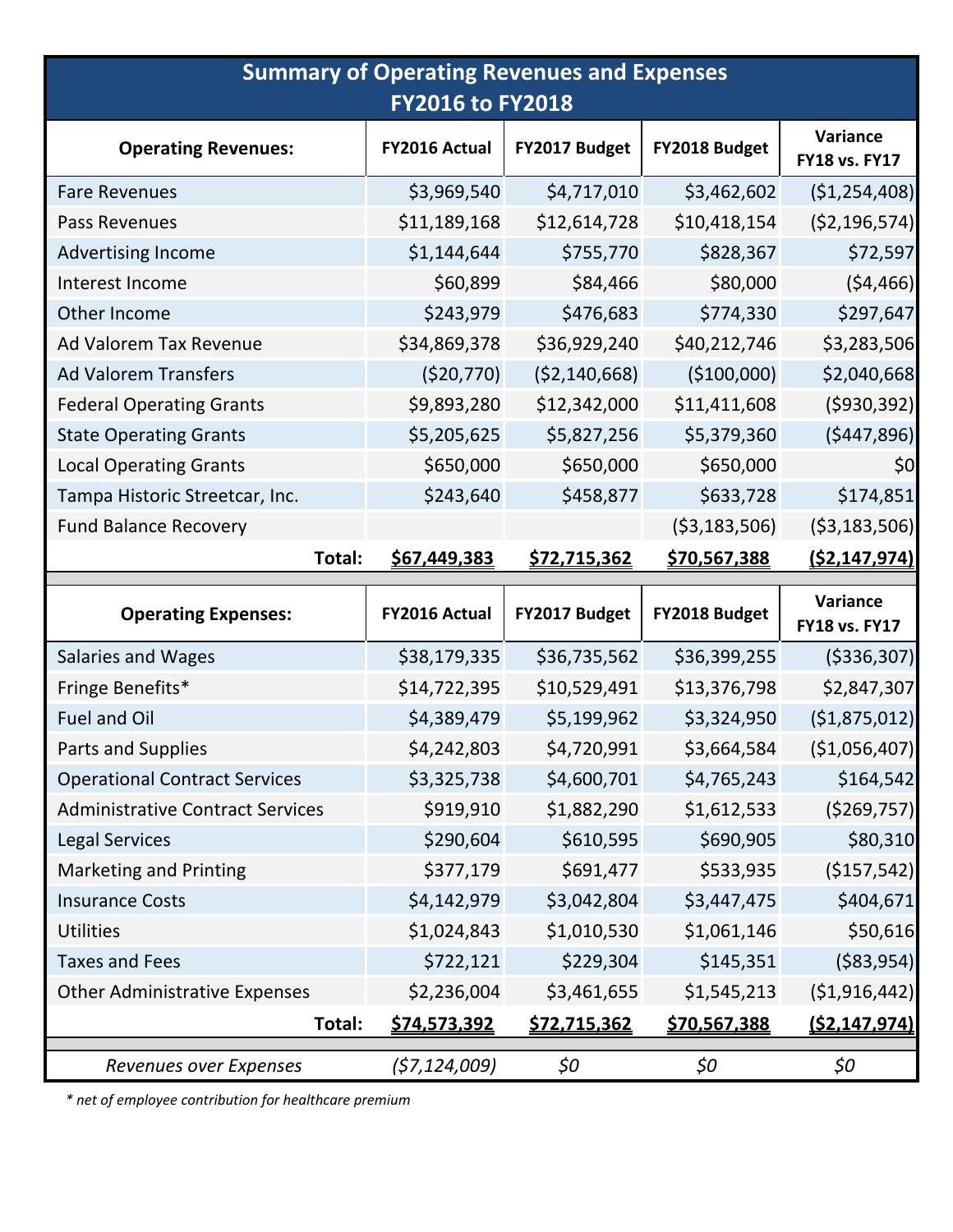# Summary of Operating Revenues and Expenses
## FY2016 to FY2018

| Operating Revenues: | FY2016 Actual | FY2017 Budget | FY2018 Budget | Variance FY18 vs. FY17 |
|---|---|---|---|---|
| Fare Revenues | $3,969,540 | $4,717,010 | $3,462,602 | ($1,254,408) |
| Pass Revenues | $11,189,168 | $12,614,728 | $10,418,154 | ($2,196,574) |
| Advertising Income | $1,144,644 | $755,770 | $828,367 | $72,597 |
| Interest Income | $60,899 | $84,466 | $80,000 | ($4,466) |
| Other Income | $243,979 | $476,683 | $774,330 | $297,647 |
| Ad Valorem Tax Revenue | $34,869,378 | $36,929,240 | $40,212,746 | $3,283,506 |
| Ad Valorem Transfers | ($20,770) | ($2,140,668) | ($100,000) | $2,040,668 |
| Federal Operating Grants | $9,893,280 | $12,342,000 | $11,411,608 | ($930,392) |
| State Operating Grants | $5,205,625 | $5,827,256 | $5,379,360 | ($447,896) |
| Local Operating Grants | $650,000 | $650,000 | $650,000 | $0 |
| Tampa Historic Streetcar, Inc. | $243,640 | $458,877 | $633,728 | $174,851 |
| Fund Balance Recovery | | | ($3,183,506) | ($3,183,506) |
| **Total:** | **$67,449,383** | **$72,715,362** | **$70,567,388** | **($2,147,974)** |

| Operating Expenses: | FY2016 Actual | FY2017 Budget | FY2018 Budget | Variance FY18 vs. FY17 |
|---|---|---|---|---|
| Salaries and Wages | $38,179,335 | $36,735,562 | $36,399,255 | ($336,307) |
| Fringe Benefits* | $14,722,395 | $10,529,491 | $13,376,798 | $2,847,307 |
| Fuel and Oil | $4,389,479 | $5,199,962 | $3,324,950 | ($1,875,012) |
| Parts and Supplies | $4,242,803 | $4,720,991 | $3,664,584 | ($1,056,407) |
| Operational Contract Services | $3,325,738 | $4,600,701 | $4,765,243 | $164,542 |
| Administrative Contract Services | $919,910 | $1,882,290 | $1,612,533 | ($269,757) |
| Legal Services | $290,604 | $610,595 | $690,905 | $80,310 |
| Marketing and Printing | $377,179 | $691,477 | $533,935 | ($157,542) |
| Insurance Costs | $4,142,979 | $3,042,804 | $3,447,475 | $404,671 |
| Utilities | $1,024,843 | $1,010,530 | $1,061,146 | $50,616 |
| Taxes and Fees | $722,121 | $229,304 | $145,351 | ($83,954) |
| Other Administrative Expenses | $2,236,004 | $3,461,655 | $1,545,213 | ($1,916,442) |
| **Total:** | **$74,573,392** | **$72,715,362** | **$70,567,388** | **($2,147,974)** |
| *Revenues over Expenses* | *($7,124,009)* | *$0* | *$0* | *$0* |

*\* net of employee contribution for healthcare premium*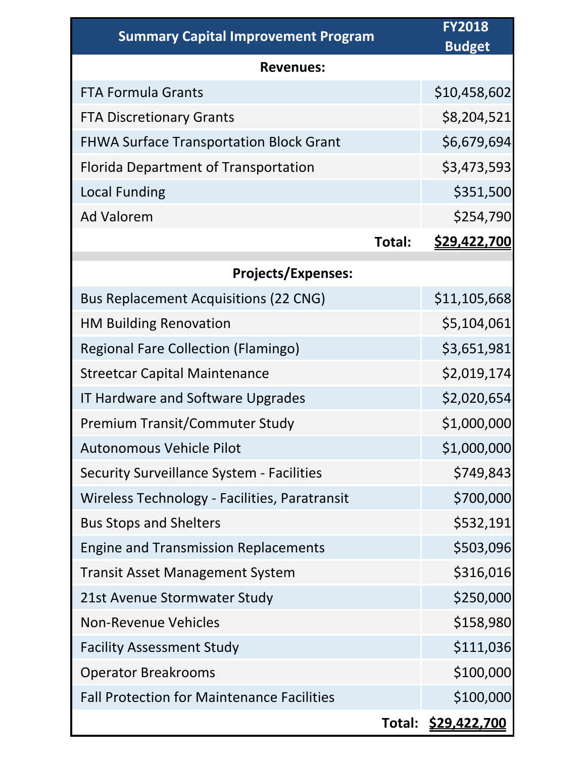| Summary Capital Improvement Program | FY2018 Budget |
|---|---|
| **Revenues:** | |
| FTA Formula Grants | $10,458,602 |
| FTA Discretionary Grants | $8,204,521 |
| FHWA Surface Transportation Block Grant | $6,679,694 |
| Florida Department of Transportation | $3,473,593 |
| Local Funding | $351,500 |
| Ad Valorem | $254,790 |
| **Total:** | **$29,422,700** |
| **Projects/Expenses:** | |
| Bus Replacement Acquisitions (22 CNG) | $11,105,668 |
| HM Building Renovation | $5,104,061 |
| Regional Fare Collection (Flamingo) | $3,651,981 |
| Streetcar Capital Maintenance | $2,019,174 |
| IT Hardware and Software Upgrades | $2,020,654 |
| Premium Transit/Commuter Study | $1,000,000 |
| Autonomous Vehicle Pilot | $1,000,000 |
| Security Surveillance System - Facilities | $749,843 |
| Wireless Technology - Facilities, Paratransit | $700,000 |
| Bus Stops and Shelters | $532,191 |
| Engine and Transmission Replacements | $503,096 |
| Transit Asset Management System | $316,016 |
| 21st Avenue Stormwater Study | $250,000 |
| Non-Revenue Vehicles | $158,980 |
| Facility Assessment Study | $111,036 |
| Operator Breakrooms | $100,000 |
| Fall Protection for Maintenance Facilities | $100,000 |
| **Total:** | **$29,422,700** |